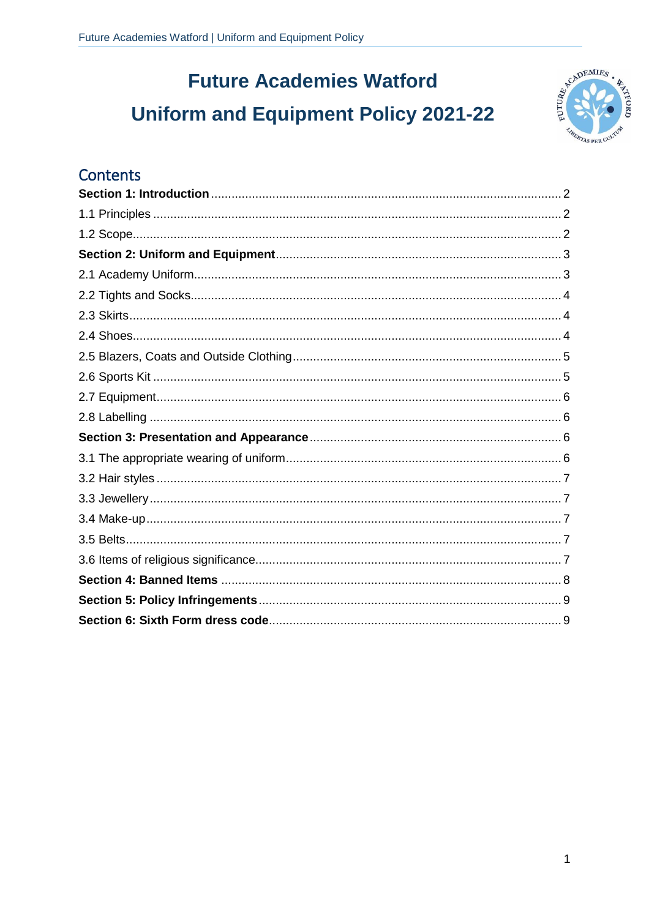# Future Academies Watford
# Uniform and Equipment Policy 2021-22

## Contents

**Section 1: Introduction** .......... 2
1.1 Principles .......... 2
1.2 Scope .......... 2
**Section 2: Uniform and Equipment** .......... 3
2.1 Academy Uniform .......... 3
2.2 Tights and Socks .......... 4
2.3 Skirts .......... 4
2.4 Shoes .......... 4
2.5 Blazers, Coats and Outside Clothing .......... 5
2.6 Sports Kit .......... 5
2.7 Equipment .......... 6
2.8 Labelling .......... 6
**Section 3: Presentation and Appearance** .......... 6
3.1 The appropriate wearing of uniform .......... 6
3.2 Hair styles .......... 7
3.3 Jewellery .......... 7
3.4 Make-up .......... 7
3.5 Belts .......... 7
3.6 Items of religious significance .......... 7
**Section 4: Banned Items** .......... 8
**Section 5: Policy Infringements** .......... 9
**Section 6: Sixth Form dress code** .......... 9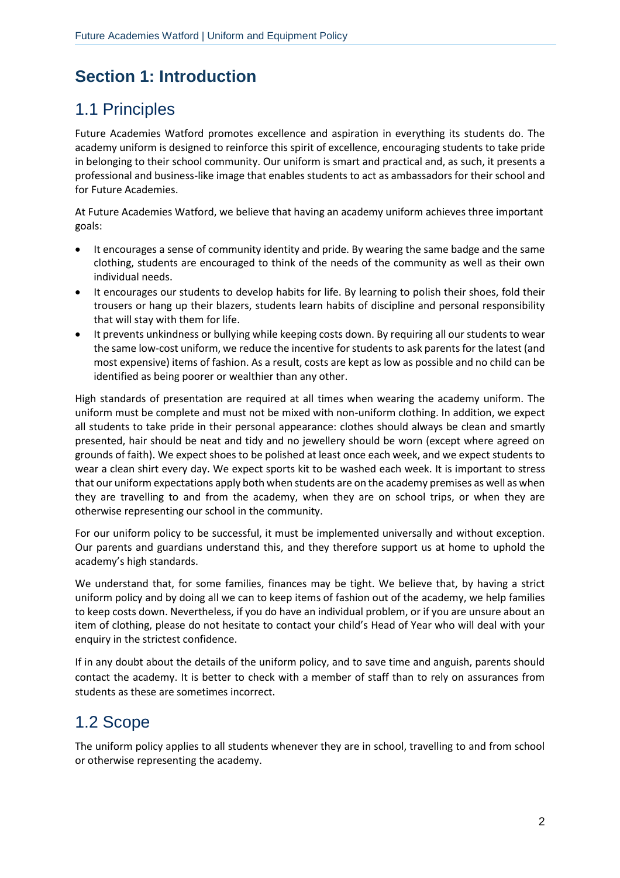# Section 1: Introduction

## 1.1 Principles

Future Academies Watford promotes excellence and aspiration in everything its students do. The academy uniform is designed to reinforce this spirit of excellence, encouraging students to take pride in belonging to their school community. Our uniform is smart and practical and, as such, it presents a professional and business-like image that enables students to act as ambassadors for their school and for Future Academies.

At Future Academies Watford, we believe that having an academy uniform achieves three important goals:

- It encourages a sense of community identity and pride. By wearing the same badge and the same clothing, students are encouraged to think of the needs of the community as well as their own individual needs.
- It encourages our students to develop habits for life. By learning to polish their shoes, fold their trousers or hang up their blazers, students learn habits of discipline and personal responsibility that will stay with them for life.
- It prevents unkindness or bullying while keeping costs down. By requiring all our students to wear the same low-cost uniform, we reduce the incentive for students to ask parents for the latest (and most expensive) items of fashion. As a result, costs are kept as low as possible and no child can be identified as being poorer or wealthier than any other.

High standards of presentation are required at all times when wearing the academy uniform. The uniform must be complete and must not be mixed with non-uniform clothing. In addition, we expect all students to take pride in their personal appearance: clothes should always be clean and smartly presented, hair should be neat and tidy and no jewellery should be worn (except where agreed on grounds of faith). We expect shoes to be polished at least once each week, and we expect students to wear a clean shirt every day. We expect sports kit to be washed each week. It is important to stress that our uniform expectations apply both when students are on the academy premises as well as when they are travelling to and from the academy, when they are on school trips, or when they are otherwise representing our school in the community.

For our uniform policy to be successful, it must be implemented universally and without exception. Our parents and guardians understand this, and they therefore support us at home to uphold the academy's high standards.

We understand that, for some families, finances may be tight. We believe that, by having a strict uniform policy and by doing all we can to keep items of fashion out of the academy, we help families to keep costs down. Nevertheless, if you do have an individual problem, or if you are unsure about an item of clothing, please do not hesitate to contact your child's Head of Year who will deal with your enquiry in the strictest confidence.

If in any doubt about the details of the uniform policy, and to save time and anguish, parents should contact the academy. It is better to check with a member of staff than to rely on assurances from students as these are sometimes incorrect.

## 1.2 Scope

The uniform policy applies to all students whenever they are in school, travelling to and from school or otherwise representing the academy.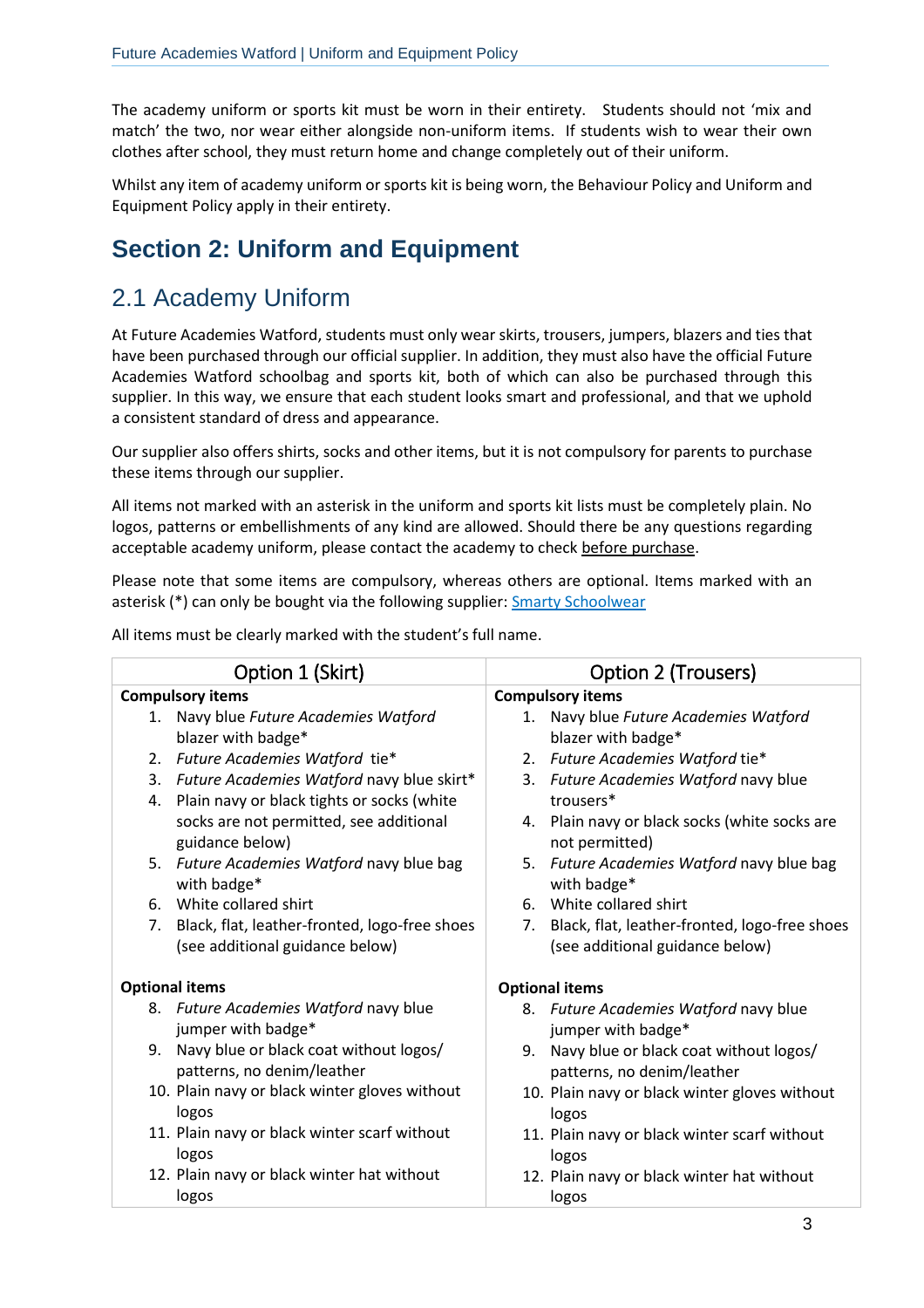The academy uniform or sports kit must be worn in their entirety. Students should not 'mix and match' the two, nor wear either alongside non-uniform items. If students wish to wear their own clothes after school, they must return home and change completely out of their uniform.

Whilst any item of academy uniform or sports kit is being worn, the Behaviour Policy and Uniform and Equipment Policy apply in their entirety.

# Section 2: Uniform and Equipment

## 2.1 Academy Uniform

At Future Academies Watford, students must only wear skirts, trousers, jumpers, blazers and ties that have been purchased through our official supplier. In addition, they must also have the official Future Academies Watford schoolbag and sports kit, both of which can also be purchased through this supplier. In this way, we ensure that each student looks smart and professional, and that we uphold a consistent standard of dress and appearance.

Our supplier also offers shirts, socks and other items, but it is not compulsory for parents to purchase these items through our supplier.

All items not marked with an asterisk in the uniform and sports kit lists must be completely plain. No logos, patterns or embellishments of any kind are allowed. Should there be any questions regarding acceptable academy uniform, please contact the academy to check before purchase.

Please note that some items are compulsory, whereas others are optional. Items marked with an asterisk (*) can only be bought via the following supplier: Smarty Schoolwear

All items must be clearly marked with the student's full name.

| Option 1 (Skirt) | Option 2 (Trousers) |
| --- | --- |
| **Compulsory items** | **Compulsory items** |
| 1. Navy blue *Future Academies Watford* blazer with badge* | 1. Navy blue *Future Academies Watford* blazer with badge* |
| 2. *Future Academies Watford* tie* | 2. *Future Academies Watford* tie* |
| 3. *Future Academies Watford* navy blue skirt* | 3. *Future Academies Watford* navy blue trousers* |
| 4. Plain navy or black tights or socks (white socks are not permitted, see additional guidance below) | 4. Plain navy or black socks (white socks are not permitted) |
| 5. *Future Academies Watford* navy blue bag with badge* | 5. *Future Academies Watford* navy blue bag with badge* |
| 6. White collared shirt | 6. White collared shirt |
| 7. Black, flat, leather-fronted, logo-free shoes (see additional guidance below) | 7. Black, flat, leather-fronted, logo-free shoes (see additional guidance below) |
| **Optional items** | **Optional items** |
| 8. *Future Academies Watford* navy blue jumper with badge* | 8. *Future Academies Watford* navy blue jumper with badge* |
| 9. Navy blue or black coat without logos/ patterns, no denim/leather | 9. Navy blue or black coat without logos/ patterns, no denim/leather |
| 10. Plain navy or black winter gloves without logos | 10. Plain navy or black winter gloves without logos |
| 11. Plain navy or black winter scarf without logos | 11. Plain navy or black winter scarf without logos |
| 12. Plain navy or black winter hat without logos | 12. Plain navy or black winter hat without logos |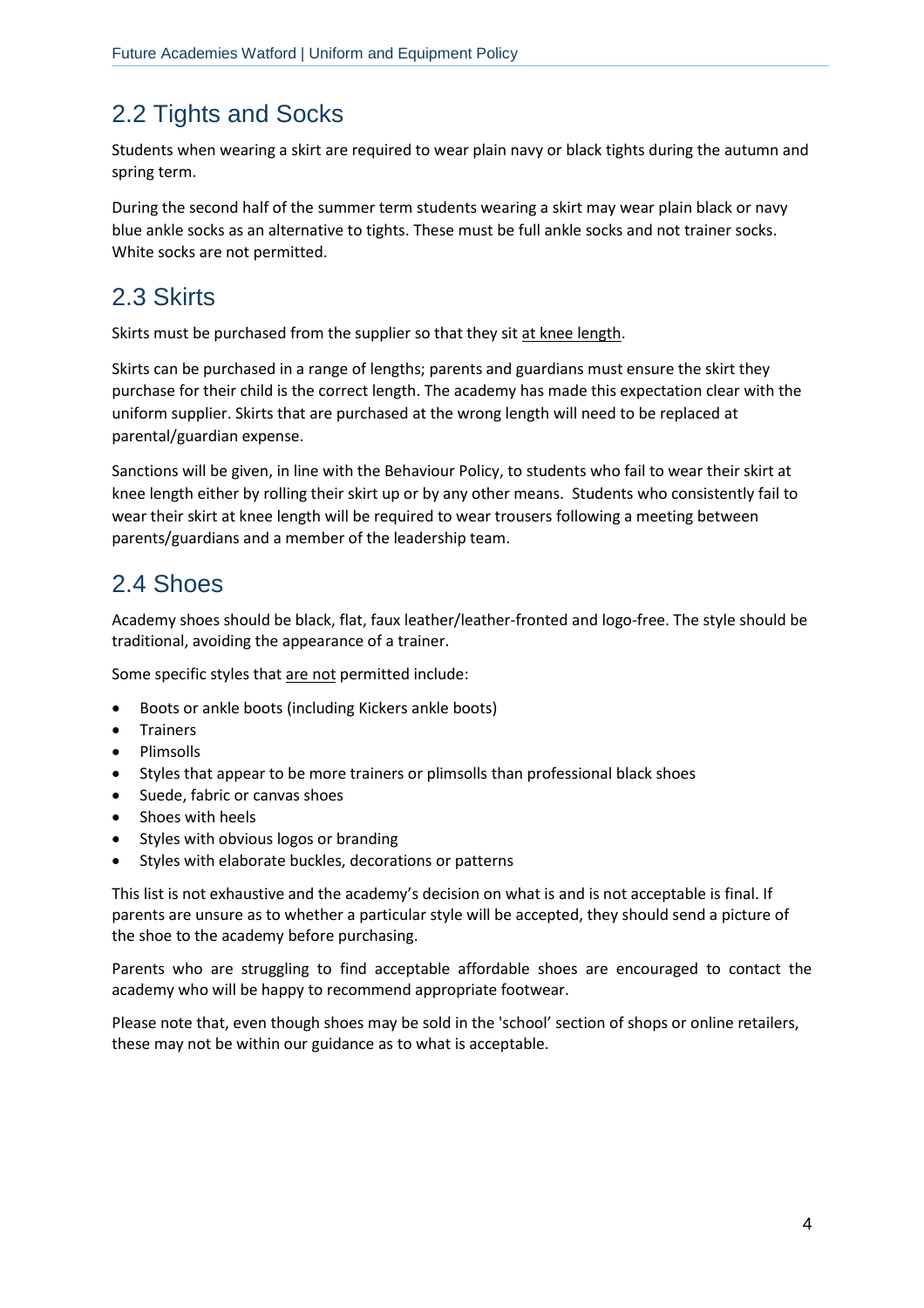## 2.2 Tights and Socks

Students when wearing a skirt are required to wear plain navy or black tights during the autumn and spring term.

During the second half of the summer term students wearing a skirt may wear plain black or navy blue ankle socks as an alternative to tights. These must be full ankle socks and not trainer socks. White socks are not permitted.

## 2.3 Skirts

Skirts must be purchased from the supplier so that they sit <u>at knee length</u>.

Skirts can be purchased in a range of lengths; parents and guardians must ensure the skirt they purchase for their child is the correct length. The academy has made this expectation clear with the uniform supplier. Skirts that are purchased at the wrong length will need to be replaced at parental/guardian expense.

Sanctions will be given, in line with the Behaviour Policy, to students who fail to wear their skirt at knee length either by rolling their skirt up or by any other means. Students who consistently fail to wear their skirt at knee length will be required to wear trousers following a meeting between parents/guardians and a member of the leadership team.

## 2.4 Shoes

Academy shoes should be black, flat, faux leather/leather-fronted and logo-free. The style should be traditional, avoiding the appearance of a trainer.

Some specific styles that <u>are not</u> permitted include:

- Boots or ankle boots (including Kickers ankle boots)
- Trainers
- Plimsolls
- Styles that appear to be more trainers or plimsolls than professional black shoes
- Suede, fabric or canvas shoes
- Shoes with heels
- Styles with obvious logos or branding
- Styles with elaborate buckles, decorations or patterns

This list is not exhaustive and the academy's decision on what is and is not acceptable is final. If parents are unsure as to whether a particular style will be accepted, they should send a picture of the shoe to the academy before purchasing.

Parents who are struggling to find acceptable affordable shoes are encouraged to contact the academy who will be happy to recommend appropriate footwear.

Please note that, even though shoes may be sold in the 'school' section of shops or online retailers, these may not be within our guidance as to what is acceptable.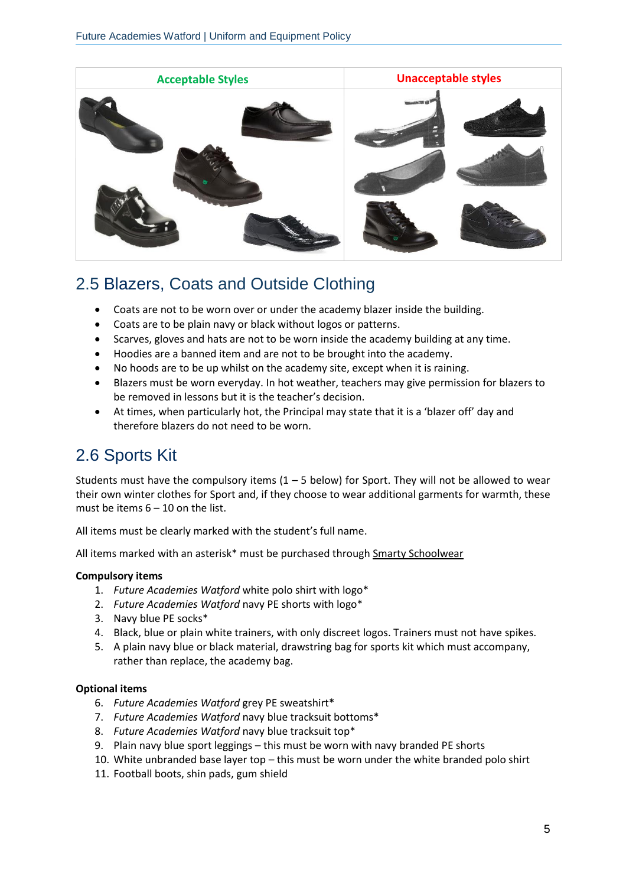| Acceptable Styles | Unacceptable styles |
| --- | --- |
| | |

## 2.5 Blazers, Coats and Outside Clothing

- Coats are not to be worn over or under the academy blazer inside the building.
- Coats are to be plain navy or black without logos or patterns.
- Scarves, gloves and hats are not to be worn inside the academy building at any time.
- Hoodies are a banned item and are not to be brought into the academy.
- No hoods are to be up whilst on the academy site, except when it is raining.
- Blazers must be worn everyday. In hot weather, teachers may give permission for blazers to be removed in lessons but it is the teacher's decision.
- At times, when particularly hot, the Principal may state that it is a 'blazer off' day and therefore blazers do not need to be worn.

## 2.6 Sports Kit

Students must have the compulsory items (1 – 5 below) for Sport. They will not be allowed to wear their own winter clothes for Sport and, if they choose to wear additional garments for warmth, these must be items 6 – 10 on the list.

All items must be clearly marked with the student's full name.

All items marked with an asterisk* must be purchased through Smarty Schoolwear

**Compulsory items**

1. *Future Academies Watford* white polo shirt with logo*
2. *Future Academies Watford* navy PE shorts with logo*
3. Navy blue PE socks*
4. Black, blue or plain white trainers, with only discreet logos. Trainers must not have spikes.
5. A plain navy blue or black material, drawstring bag for sports kit which must accompany, rather than replace, the academy bag.

**Optional items**

6. *Future Academies Watford* grey PE sweatshirt*
7. *Future Academies Watford* navy blue tracksuit bottoms*
8. *Future Academies Watford* navy blue tracksuit top*
9. Plain navy blue sport leggings – this must be worn with navy branded PE shorts
10. White unbranded base layer top – this must be worn under the white branded polo shirt
11. Football boots, shin pads, gum shield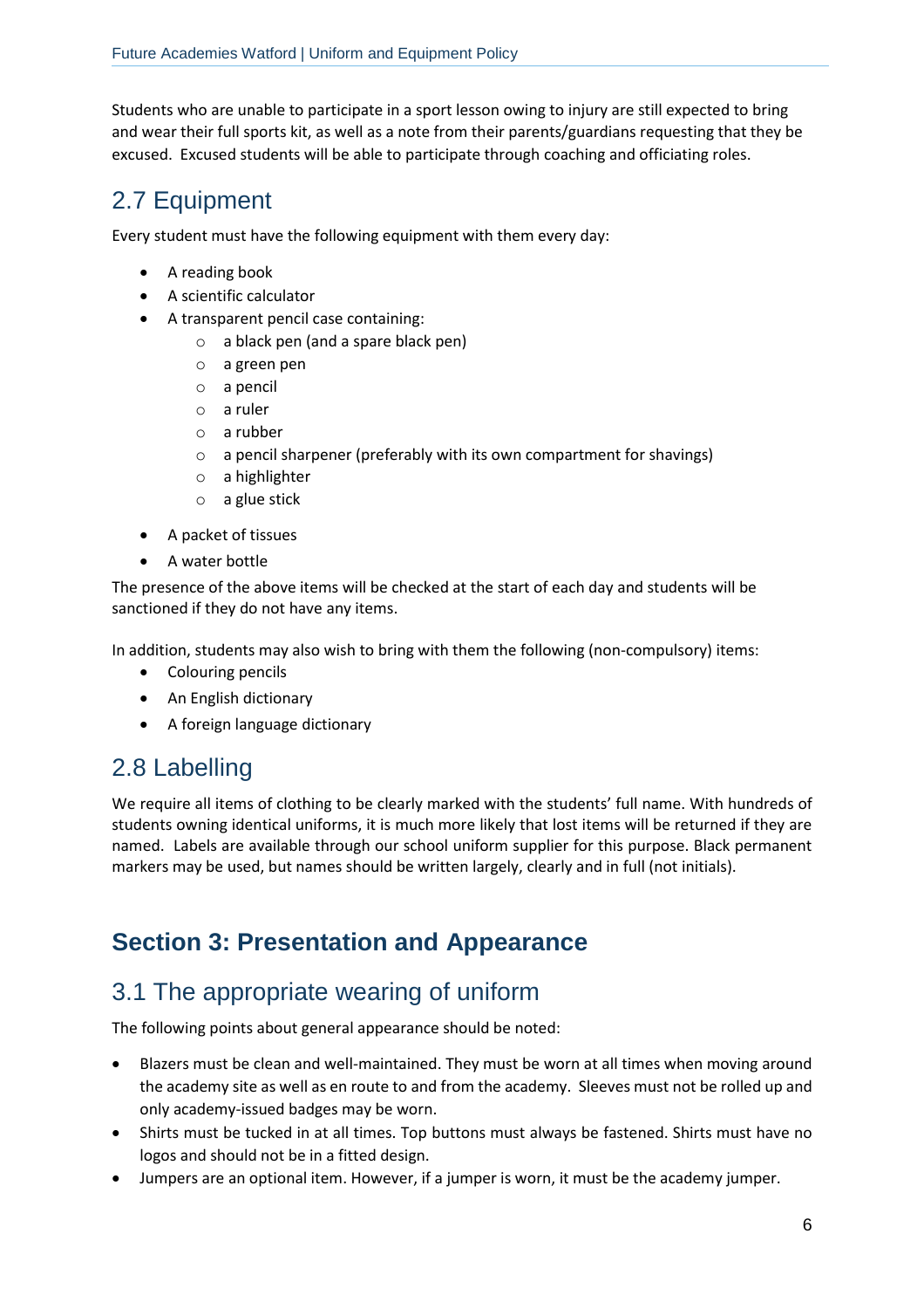Students who are unable to participate in a sport lesson owing to injury are still expected to bring and wear their full sports kit, as well as a note from their parents/guardians requesting that they be excused. Excused students will be able to participate through coaching and officiating roles.

## 2.7 Equipment

Every student must have the following equipment with them every day:

- A reading book
- A scientific calculator
- A transparent pencil case containing:
  - a black pen (and a spare black pen)
  - a green pen
  - a pencil
  - a ruler
  - a rubber
  - a pencil sharpener (preferably with its own compartment for shavings)
  - a highlighter
  - a glue stick
- A packet of tissues
- A water bottle

The presence of the above items will be checked at the start of each day and students will be sanctioned if they do not have any items.

In addition, students may also wish to bring with them the following (non-compulsory) items:

- Colouring pencils
- An English dictionary
- A foreign language dictionary

## 2.8 Labelling

We require all items of clothing to be clearly marked with the students' full name. With hundreds of students owning identical uniforms, it is much more likely that lost items will be returned if they are named. Labels are available through our school uniform supplier for this purpose. Black permanent markers may be used, but names should be written largely, clearly and in full (not initials).

# Section 3: Presentation and Appearance

## 3.1 The appropriate wearing of uniform

The following points about general appearance should be noted:

- Blazers must be clean and well-maintained. They must be worn at all times when moving around the academy site as well as en route to and from the academy. Sleeves must not be rolled up and only academy-issued badges may be worn.
- Shirts must be tucked in at all times. Top buttons must always be fastened. Shirts must have no logos and should not be in a fitted design.
- Jumpers are an optional item. However, if a jumper is worn, it must be the academy jumper.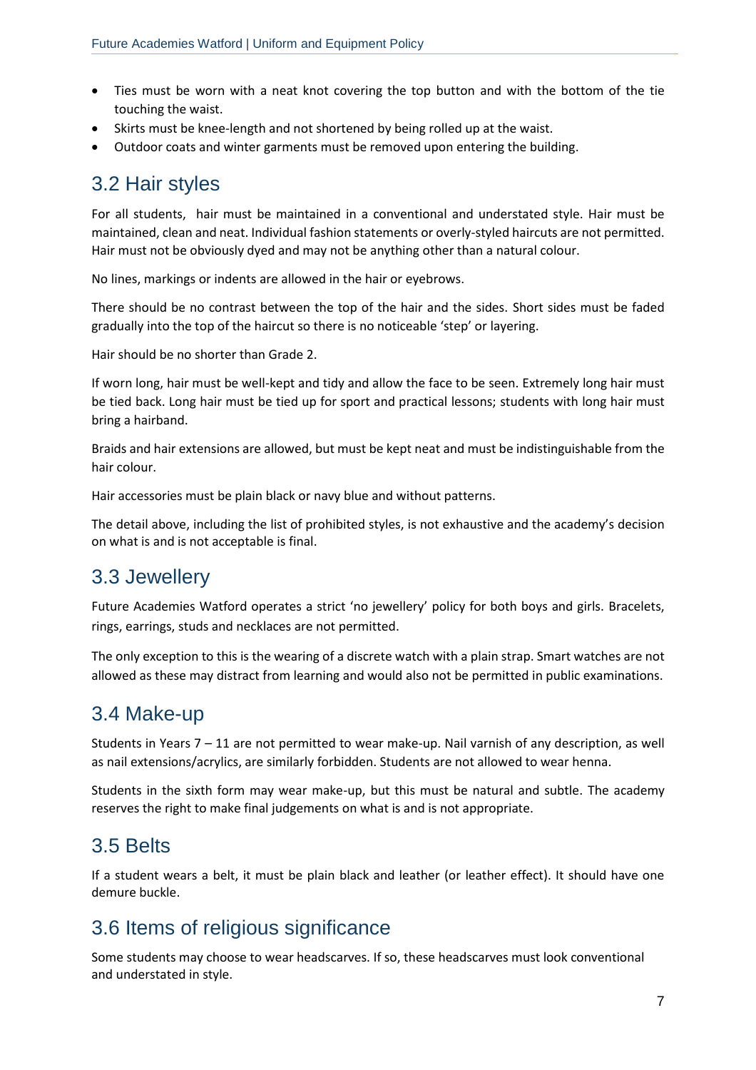- Ties must be worn with a neat knot covering the top button and with the bottom of the tie touching the waist.
- Skirts must be knee-length and not shortened by being rolled up at the waist.
- Outdoor coats and winter garments must be removed upon entering the building.

## 3.2 Hair styles

For all students, hair must be maintained in a conventional and understated style. Hair must be maintained, clean and neat. Individual fashion statements or overly-styled haircuts are not permitted. Hair must not be obviously dyed and may not be anything other than a natural colour.

No lines, markings or indents are allowed in the hair or eyebrows.

There should be no contrast between the top of the hair and the sides. Short sides must be faded gradually into the top of the haircut so there is no noticeable 'step' or layering.

Hair should be no shorter than Grade 2.

If worn long, hair must be well-kept and tidy and allow the face to be seen. Extremely long hair must be tied back. Long hair must be tied up for sport and practical lessons; students with long hair must bring a hairband.

Braids and hair extensions are allowed, but must be kept neat and must be indistinguishable from the hair colour.

Hair accessories must be plain black or navy blue and without patterns.

The detail above, including the list of prohibited styles, is not exhaustive and the academy's decision on what is and is not acceptable is final.

## 3.3 Jewellery

Future Academies Watford operates a strict 'no jewellery' policy for both boys and girls. Bracelets, rings, earrings, studs and necklaces are not permitted.

The only exception to this is the wearing of a discrete watch with a plain strap. Smart watches are not allowed as these may distract from learning and would also not be permitted in public examinations.

## 3.4 Make-up

Students in Years 7 – 11 are not permitted to wear make-up. Nail varnish of any description, as well as nail extensions/acrylics, are similarly forbidden. Students are not allowed to wear henna.

Students in the sixth form may wear make-up, but this must be natural and subtle. The academy reserves the right to make final judgements on what is and is not appropriate.

## 3.5 Belts

If a student wears a belt, it must be plain black and leather (or leather effect). It should have one demure buckle.

## 3.6 Items of religious significance

Some students may choose to wear headscarves. If so, these headscarves must look conventional and understated in style.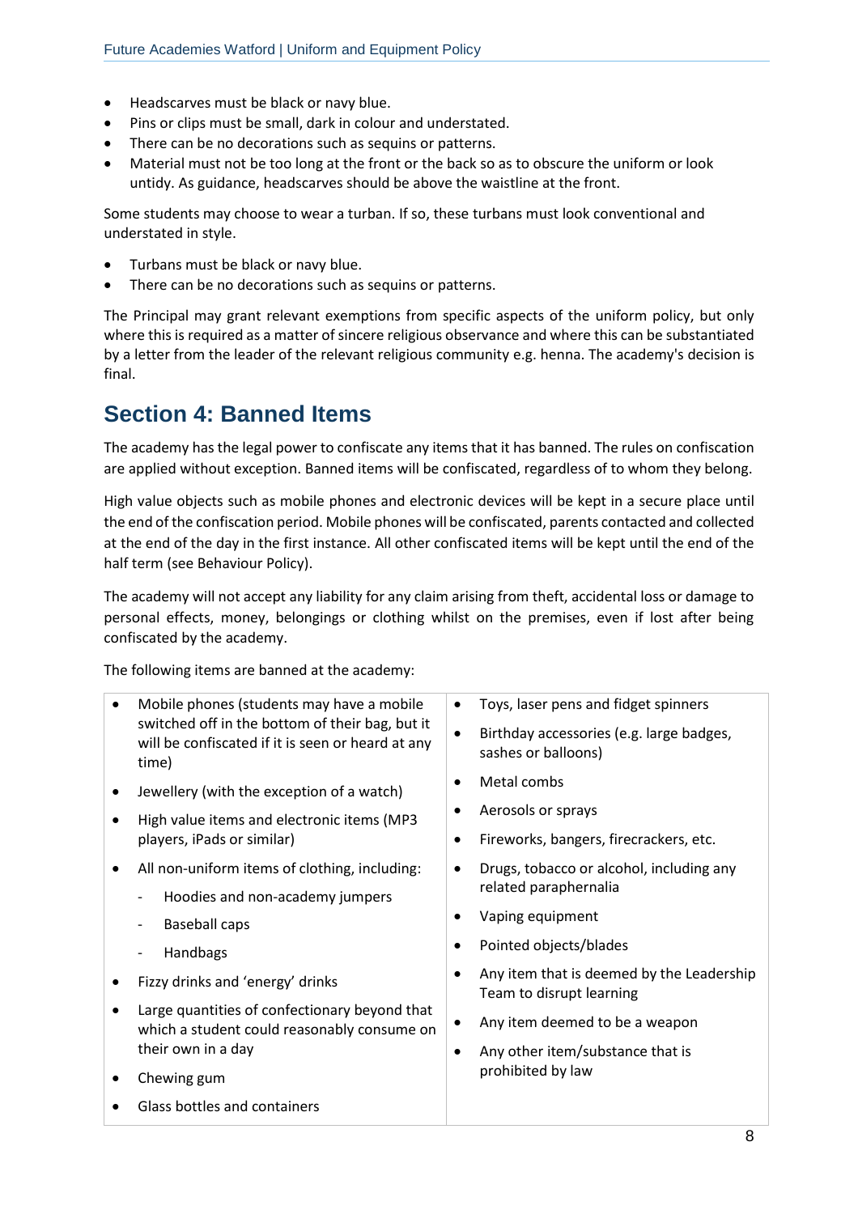- Headscarves must be black or navy blue.
- Pins or clips must be small, dark in colour and understated.
- There can be no decorations such as sequins or patterns.
- Material must not be too long at the front or the back so as to obscure the uniform or look untidy. As guidance, headscarves should be above the waistline at the front.

Some students may choose to wear a turban. If so, these turbans must look conventional and understated in style.

- Turbans must be black or navy blue.
- There can be no decorations such as sequins or patterns.

The Principal may grant relevant exemptions from specific aspects of the uniform policy, but only where this is required as a matter of sincere religious observance and where this can be substantiated by a letter from the leader of the relevant religious community e.g. henna. The academy's decision is final.

## Section 4: Banned Items

The academy has the legal power to confiscate any items that it has banned. The rules on confiscation are applied without exception. Banned items will be confiscated, regardless of to whom they belong.

High value objects such as mobile phones and electronic devices will be kept in a secure place until the end of the confiscation period. Mobile phones will be confiscated, parents contacted and collected at the end of the day in the first instance. All other confiscated items will be kept until the end of the half term (see Behaviour Policy).

The academy will not accept any liability for any claim arising from theft, accidental loss or damage to personal effects, money, belongings or clothing whilst on the premises, even if lost after being confiscated by the academy.

The following items are banned at the academy:

- Mobile phones (students may have a mobile switched off in the bottom of their bag, but it will be confiscated if it is seen or heard at any time)
- Jewellery (with the exception of a watch)
- High value items and electronic items (MP3 players, iPads or similar)
- All non-uniform items of clothing, including:
  - Hoodies and non-academy jumpers
  - Baseball caps
  - Handbags
- Fizzy drinks and 'energy' drinks
- Large quantities of confectionary beyond that which a student could reasonably consume on their own in a day
- Chewing gum
- Glass bottles and containers
- Toys, laser pens and fidget spinners
- Birthday accessories (e.g. large badges, sashes or balloons)
- Metal combs
- Aerosols or sprays
- Fireworks, bangers, firecrackers, etc.
- Drugs, tobacco or alcohol, including any related paraphernalia
- Vaping equipment
- Pointed objects/blades
- Any item that is deemed by the Leadership Team to disrupt learning
- Any item deemed to be a weapon
- Any other item/substance that is prohibited by law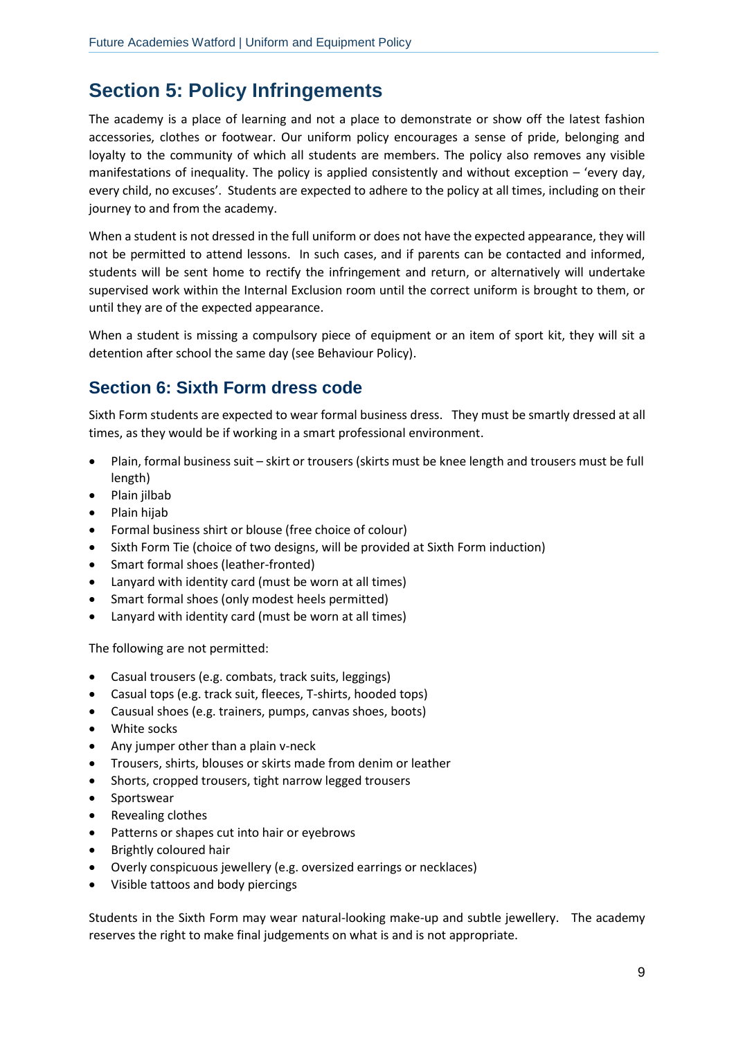## Section 5: Policy Infringements

The academy is a place of learning and not a place to demonstrate or show off the latest fashion accessories, clothes or footwear. Our uniform policy encourages a sense of pride, belonging and loyalty to the community of which all students are members. The policy also removes any visible manifestations of inequality. The policy is applied consistently and without exception – 'every day, every child, no excuses'. Students are expected to adhere to the policy at all times, including on their journey to and from the academy.

When a student is not dressed in the full uniform or does not have the expected appearance, they will not be permitted to attend lessons. In such cases, and if parents can be contacted and informed, students will be sent home to rectify the infringement and return, or alternatively will undertake supervised work within the Internal Exclusion room until the correct uniform is brought to them, or until they are of the expected appearance.

When a student is missing a compulsory piece of equipment or an item of sport kit, they will sit a detention after school the same day (see Behaviour Policy).

### Section 6: Sixth Form dress code

Sixth Form students are expected to wear formal business dress. They must be smartly dressed at all times, as they would be if working in a smart professional environment.

- Plain, formal business suit – skirt or trousers (skirts must be knee length and trousers must be full length)
- Plain jilbab
- Plain hijab
- Formal business shirt or blouse (free choice of colour)
- Sixth Form Tie (choice of two designs, will be provided at Sixth Form induction)
- Smart formal shoes (leather-fronted)
- Lanyard with identity card (must be worn at all times)
- Smart formal shoes (only modest heels permitted)
- Lanyard with identity card (must be worn at all times)

The following are not permitted:

- Casual trousers (e.g. combats, track suits, leggings)
- Casual tops (e.g. track suit, fleeces, T-shirts, hooded tops)
- Causual shoes (e.g. trainers, pumps, canvas shoes, boots)
- White socks
- Any jumper other than a plain v-neck
- Trousers, shirts, blouses or skirts made from denim or leather
- Shorts, cropped trousers, tight narrow legged trousers
- Sportswear
- Revealing clothes
- Patterns or shapes cut into hair or eyebrows
- Brightly coloured hair
- Overly conspicuous jewellery (e.g. oversized earrings or necklaces)
- Visible tattoos and body piercings

Students in the Sixth Form may wear natural-looking make-up and subtle jewellery. The academy reserves the right to make final judgements on what is and is not appropriate.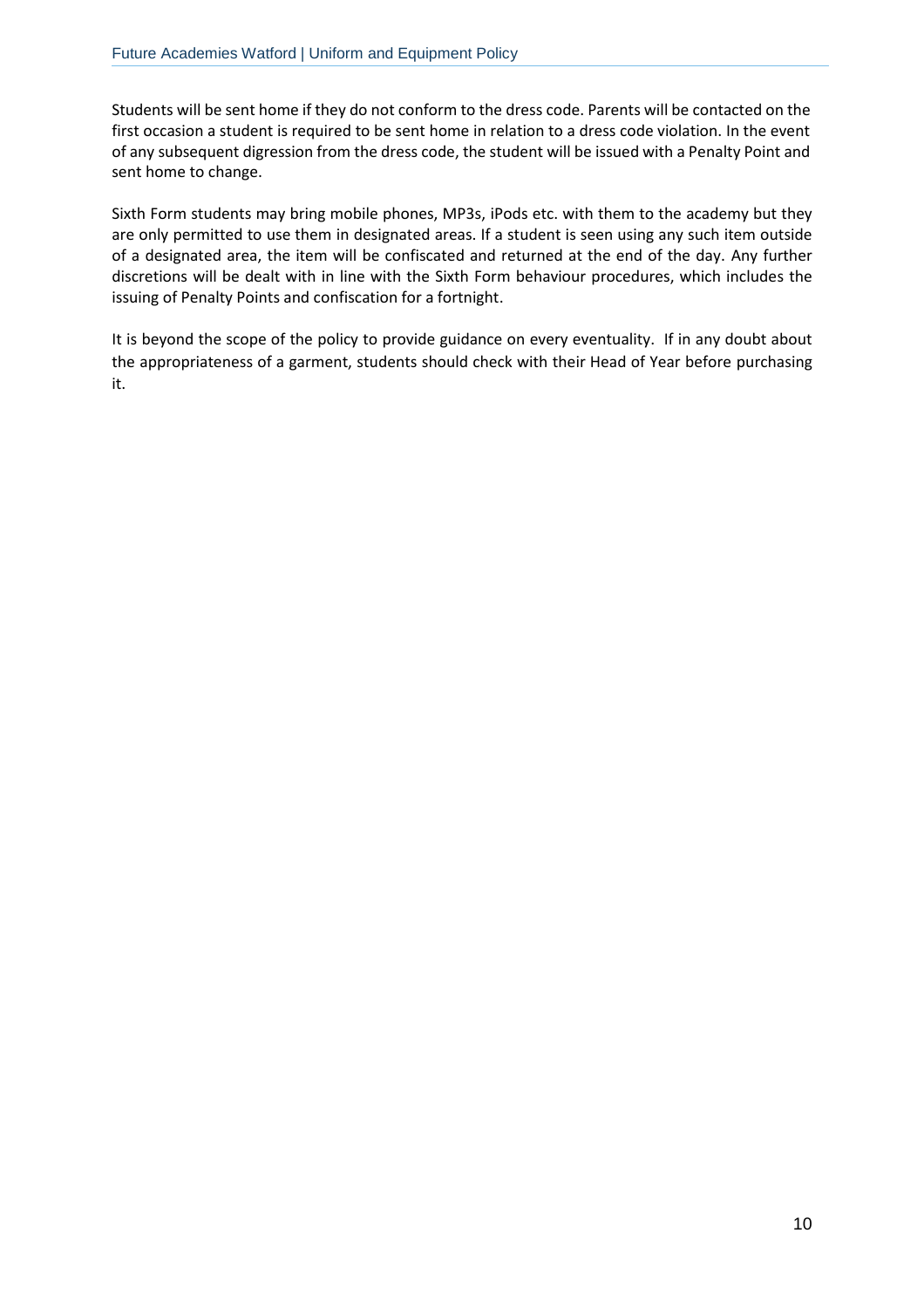Students will be sent home if they do not conform to the dress code. Parents will be contacted on the first occasion a student is required to be sent home in relation to a dress code violation. In the event of any subsequent digression from the dress code, the student will be issued with a Penalty Point and sent home to change.

Sixth Form students may bring mobile phones, MP3s, iPods etc. with them to the academy but they are only permitted to use them in designated areas. If a student is seen using any such item outside of a designated area, the item will be confiscated and returned at the end of the day. Any further discretions will be dealt with in line with the Sixth Form behaviour procedures, which includes the issuing of Penalty Points and confiscation for a fortnight.

It is beyond the scope of the policy to provide guidance on every eventuality. If in any doubt about the appropriateness of a garment, students should check with their Head of Year before purchasing it.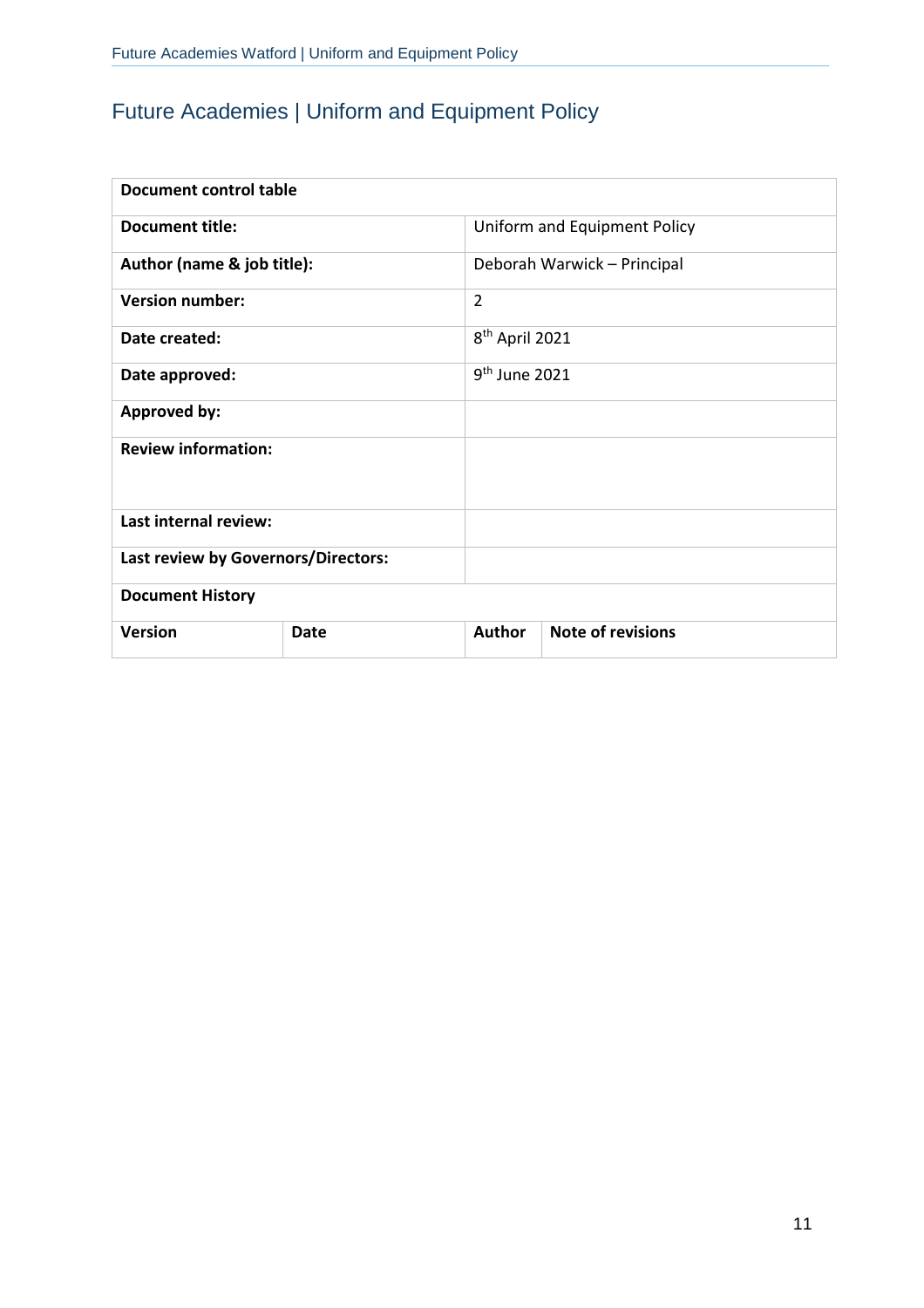# Future Academies | Uniform and Equipment Policy

| Document control table | | | |
|---|---|---|---|
| **Document title:** | | Uniform and Equipment Policy | |
| **Author (name & job title):** | | Deborah Warwick – Principal | |
| **Version number:** | | 2 | |
| **Date created:** | | 8th April 2021 | |
| **Date approved:** | | 9th June 2021 | |
| **Approved by:** | | | |
| **Review information:** | | | |
| **Last internal review:** | | | |
| **Last review by Governors/Directors:** | | | |
| **Document History** | | | |
| **Version** | **Date** | **Author** | **Note of revisions** |